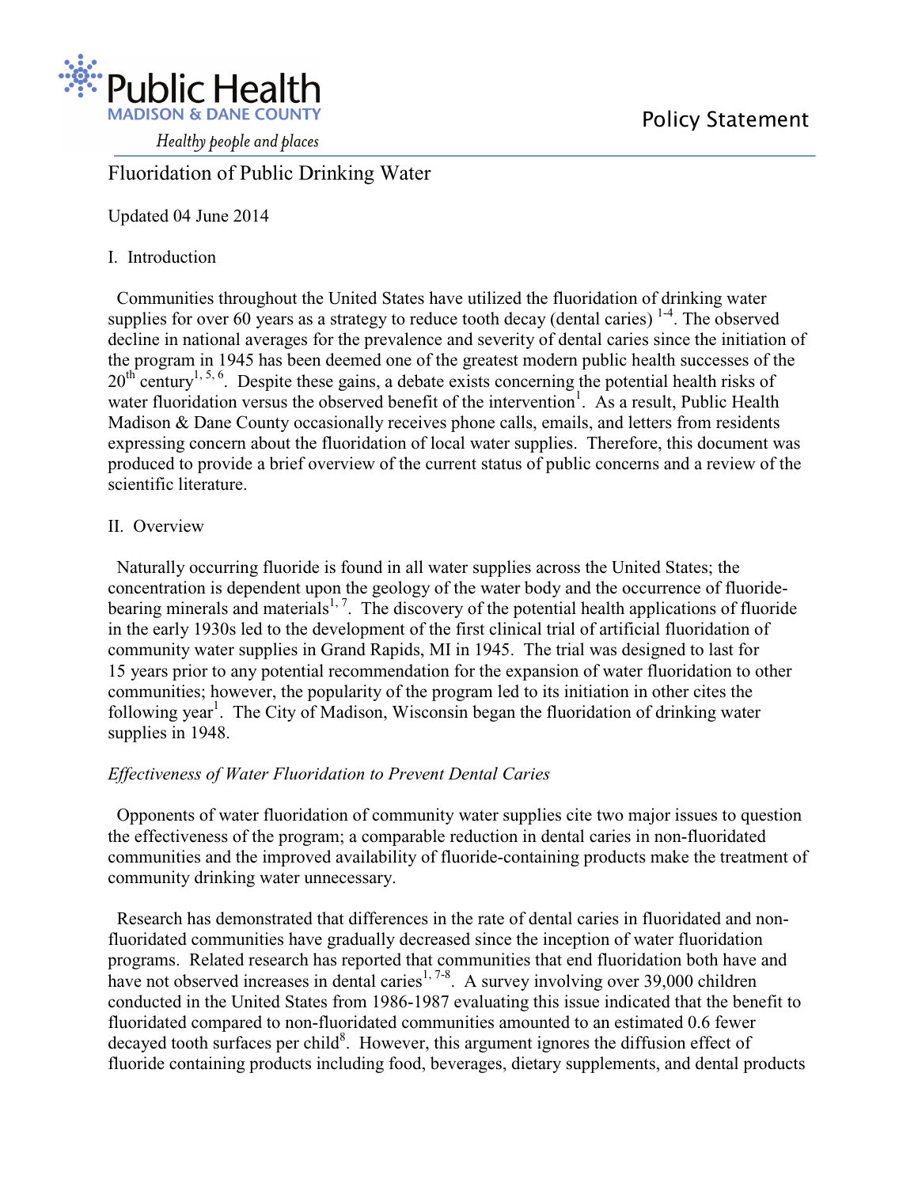Public Health
MADISON & DANE COUNTY
*Healthy people and places*

Policy Statement

# Fluoridation of Public Drinking Water

Updated 04 June 2014

## I. Introduction

Communities throughout the United States have utilized the fluoridation of drinking water supplies for over 60 years as a strategy to reduce tooth decay (dental caries) [1-4]. The observed decline in national averages for the prevalence and severity of dental caries since the initiation of the program in 1945 has been deemed one of the greatest modern public health successes of the 20th century[1, 5, 6]. Despite these gains, a debate exists concerning the potential health risks of water fluoridation versus the observed benefit of the intervention[1]. As a result, Public Health Madison & Dane County occasionally receives phone calls, emails, and letters from residents expressing concern about the fluoridation of local water supplies. Therefore, this document was produced to provide a brief overview of the current status of public concerns and a review of the scientific literature.

## II. Overview

Naturally occurring fluoride is found in all water supplies across the United States; the concentration is dependent upon the geology of the water body and the occurrence of fluoride-bearing minerals and materials[1, 7]. The discovery of the potential health applications of fluoride in the early 1930s led to the development of the first clinical trial of artificial fluoridation of community water supplies in Grand Rapids, MI in 1945. The trial was designed to last for 15 years prior to any potential recommendation for the expansion of water fluoridation to other communities; however, the popularity of the program led to its initiation in other cites the following year[1]. The City of Madison, Wisconsin began the fluoridation of drinking water supplies in 1948.

### *Effectiveness of Water Fluoridation to Prevent Dental Caries*

Opponents of water fluoridation of community water supplies cite two major issues to question the effectiveness of the program; a comparable reduction in dental caries in non-fluoridated communities and the improved availability of fluoride-containing products make the treatment of community drinking water unnecessary.

Research has demonstrated that differences in the rate of dental caries in fluoridated and non-fluoridated communities have gradually decreased since the inception of water fluoridation programs. Related research has reported that communities that end fluoridation both have and have not observed increases in dental caries[1, 7-8]. A survey involving over 39,000 children conducted in the United States from 1986-1987 evaluating this issue indicated that the benefit to fluoridated compared to non-fluoridated communities amounted to an estimated 0.6 fewer decayed tooth surfaces per child[8]. However, this argument ignores the diffusion effect of fluoride containing products including food, beverages, dietary supplements, and dental products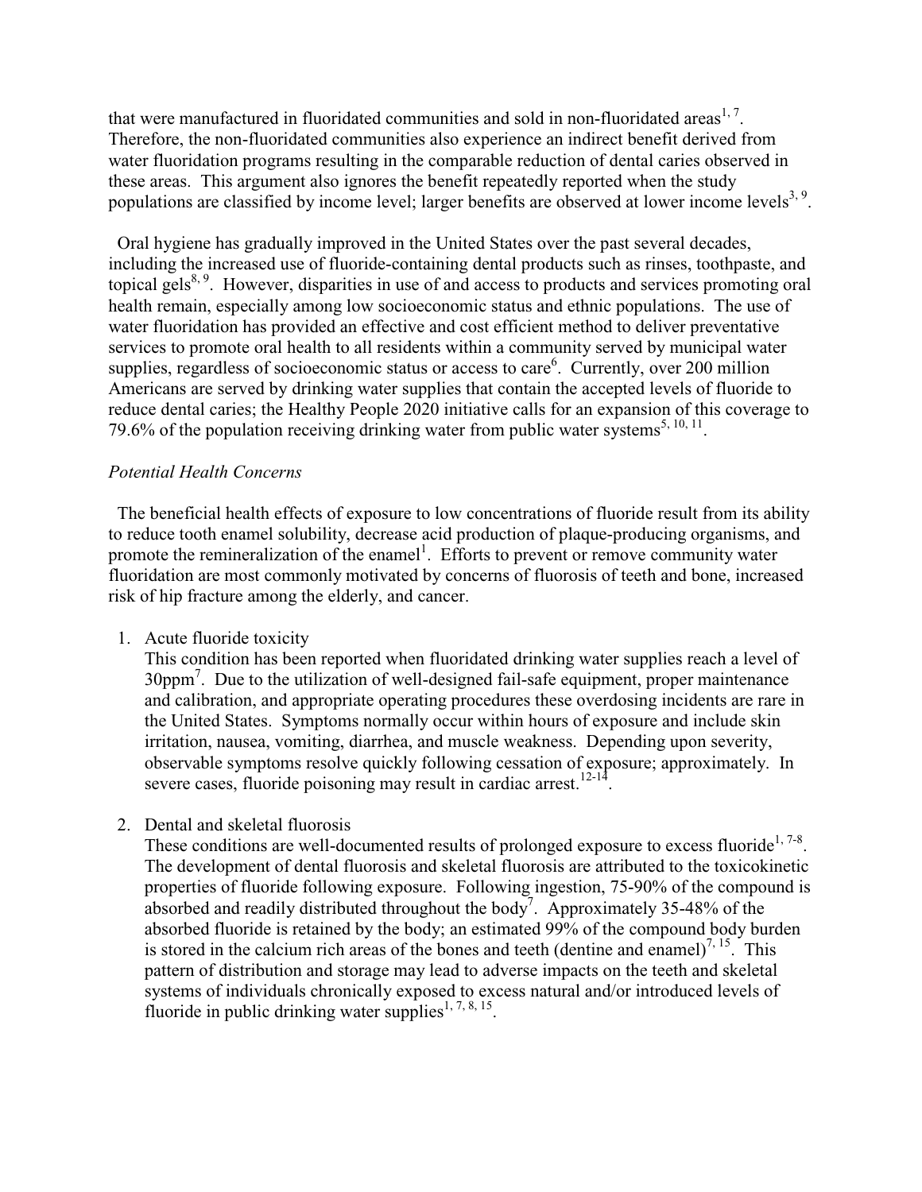that were manufactured in fluoridated communities and sold in non-fluoridated areas[1, 7]. Therefore, the non-fluoridated communities also experience an indirect benefit derived from water fluoridation programs resulting in the comparable reduction of dental caries observed in these areas. This argument also ignores the benefit repeatedly reported when the study populations are classified by income level; larger benefits are observed at lower income levels[3, 9].

Oral hygiene has gradually improved in the United States over the past several decades, including the increased use of fluoride-containing dental products such as rinses, toothpaste, and topical gels[8, 9]. However, disparities in use of and access to products and services promoting oral health remain, especially among low socioeconomic status and ethnic populations. The use of water fluoridation has provided an effective and cost efficient method to deliver preventative services to promote oral health to all residents within a community served by municipal water supplies, regardless of socioeconomic status or access to care[6]. Currently, over 200 million Americans are served by drinking water supplies that contain the accepted levels of fluoride to reduce dental caries; the Healthy People 2020 initiative calls for an expansion of this coverage to 79.6% of the population receiving drinking water from public water systems[5, 10, 11].

*Potential Health Concerns*

The beneficial health effects of exposure to low concentrations of fluoride result from its ability to reduce tooth enamel solubility, decrease acid production of plaque-producing organisms, and promote the remineralization of the enamel[1]. Efforts to prevent or remove community water fluoridation are most commonly motivated by concerns of fluorosis of teeth and bone, increased risk of hip fracture among the elderly, and cancer.

1. Acute fluoride toxicity

   This condition has been reported when fluoridated drinking water supplies reach a level of 30ppm[7]. Due to the utilization of well-designed fail-safe equipment, proper maintenance and calibration, and appropriate operating procedures these overdosing incidents are rare in the United States. Symptoms normally occur within hours of exposure and include skin irritation, nausea, vomiting, diarrhea, and muscle weakness. Depending upon severity, observable symptoms resolve quickly following cessation of exposure; approximately. In severe cases, fluoride poisoning may result in cardiac arrest.[12-14].

2. Dental and skeletal fluorosis

   These conditions are well-documented results of prolonged exposure to excess fluoride[1, 7-8]. The development of dental fluorosis and skeletal fluorosis are attributed to the toxicokinetic properties of fluoride following exposure. Following ingestion, 75-90% of the compound is absorbed and readily distributed throughout the body[7]. Approximately 35-48% of the absorbed fluoride is retained by the body; an estimated 99% of the compound body burden is stored in the calcium rich areas of the bones and teeth (dentine and enamel)[7, 15]. This pattern of distribution and storage may lead to adverse impacts on the teeth and skeletal systems of individuals chronically exposed to excess natural and/or introduced levels of fluoride in public drinking water supplies[1, 7, 8, 15].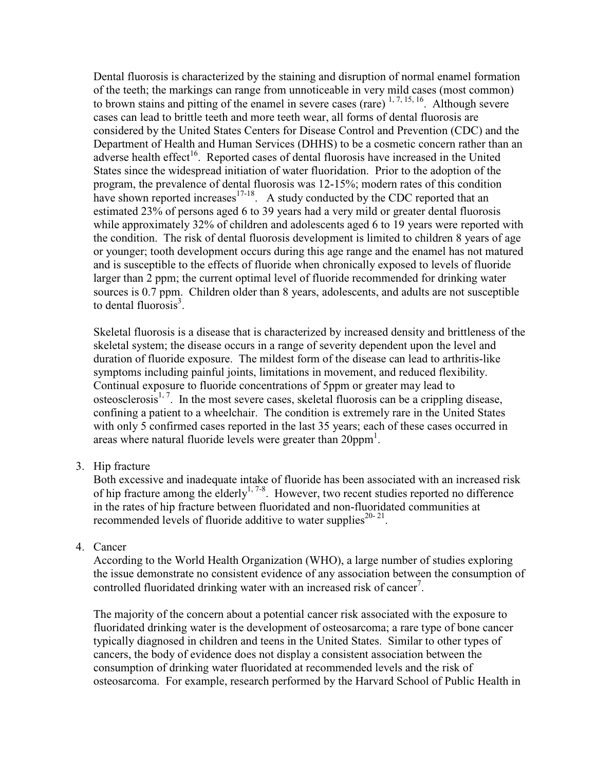Dental fluorosis is characterized by the staining and disruption of normal enamel formation of the teeth; the markings can range from unnoticeable in very mild cases (most common) to brown stains and pitting of the enamel in severe cases (rare) [1, 7, 15, 16]. Although severe cases can lead to brittle teeth and more teeth wear, all forms of dental fluorosis are considered by the United States Centers for Disease Control and Prevention (CDC) and the Department of Health and Human Services (DHHS) to be a cosmetic concern rather than an adverse health effect[16]. Reported cases of dental fluorosis have increased in the United States since the widespread initiation of water fluoridation. Prior to the adoption of the program, the prevalence of dental fluorosis was 12-15%; modern rates of this condition have shown reported increases[17-18]. A study conducted by the CDC reported that an estimated 23% of persons aged 6 to 39 years had a very mild or greater dental fluorosis while approximately 32% of children and adolescents aged 6 to 19 years were reported with the condition. The risk of dental fluorosis development is limited to children 8 years of age or younger; tooth development occurs during this age range and the enamel has not matured and is susceptible to the effects of fluoride when chronically exposed to levels of fluoride larger than 2 ppm; the current optimal level of fluoride recommended for drinking water sources is 0.7 ppm. Children older than 8 years, adolescents, and adults are not susceptible to dental fluorosis[3].

Skeletal fluorosis is a disease that is characterized by increased density and brittleness of the skeletal system; the disease occurs in a range of severity dependent upon the level and duration of fluoride exposure. The mildest form of the disease can lead to arthritis-like symptoms including painful joints, limitations in movement, and reduced flexibility. Continual exposure to fluoride concentrations of 5ppm or greater may lead to osteosclerosis[1, 7]. In the most severe cases, skeletal fluorosis can be a crippling disease, confining a patient to a wheelchair. The condition is extremely rare in the United States with only 5 confirmed cases reported in the last 35 years; each of these cases occurred in areas where natural fluoride levels were greater than 20ppm[1].

3. Hip fracture

   Both excessive and inadequate intake of fluoride has been associated with an increased risk of hip fracture among the elderly[1, 7-8]. However, two recent studies reported no difference in the rates of hip fracture between fluoridated and non-fluoridated communities at recommended levels of fluoride additive to water supplies[20-21].

4. Cancer

   According to the World Health Organization (WHO), a large number of studies exploring the issue demonstrate no consistent evidence of any association between the consumption of controlled fluoridated drinking water with an increased risk of cancer[7].

   The majority of the concern about a potential cancer risk associated with the exposure to fluoridated drinking water is the development of osteosarcoma; a rare type of bone cancer typically diagnosed in children and teens in the United States. Similar to other types of cancers, the body of evidence does not display a consistent association between the consumption of drinking water fluoridated at recommended levels and the risk of osteosarcoma. For example, research performed by the Harvard School of Public Health in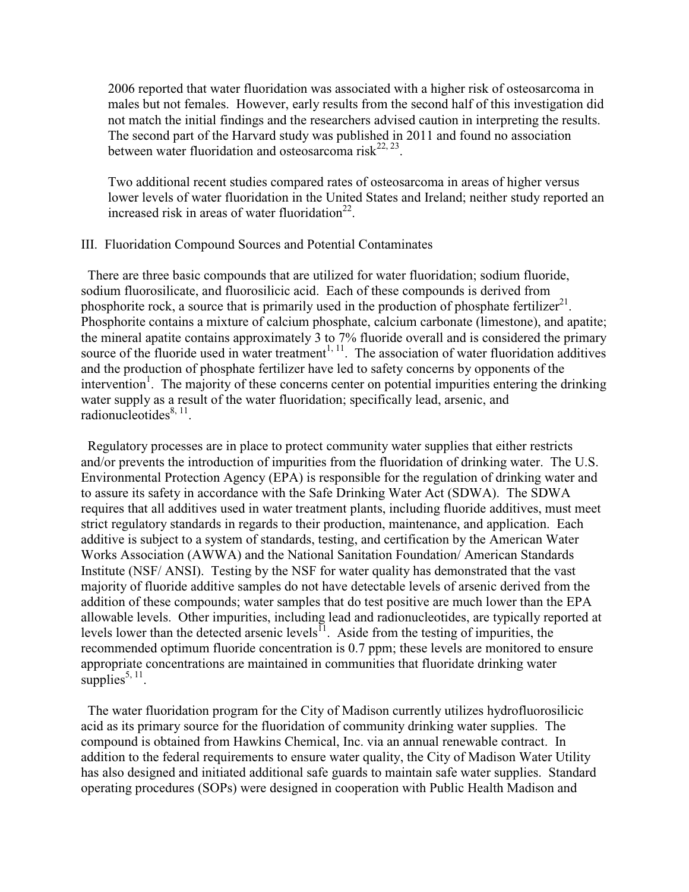2006 reported that water fluoridation was associated with a higher risk of osteosarcoma in males but not females. However, early results from the second half of this investigation did not match the initial findings and the researchers advised caution in interpreting the results. The second part of the Harvard study was published in 2011 and found no association between water fluoridation and osteosarcoma risk[22, 23].

Two additional recent studies compared rates of osteosarcoma in areas of higher versus lower levels of water fluoridation in the United States and Ireland; neither study reported an increased risk in areas of water fluoridation[22].

## III. Fluoridation Compound Sources and Potential Contaminates

There are three basic compounds that are utilized for water fluoridation; sodium fluoride, sodium fluorosilicate, and fluorosilicic acid. Each of these compounds is derived from phosphorite rock, a source that is primarily used in the production of phosphate fertilizer[21]. Phosphorite contains a mixture of calcium phosphate, calcium carbonate (limestone), and apatite; the mineral apatite contains approximately 3 to 7% fluoride overall and is considered the primary source of the fluoride used in water treatment[1, 11]. The association of water fluoridation additives and the production of phosphate fertilizer have led to safety concerns by opponents of the intervention[1]. The majority of these concerns center on potential impurities entering the drinking water supply as a result of the water fluoridation; specifically lead, arsenic, and radionucleotides[8, 11].

Regulatory processes are in place to protect community water supplies that either restricts and/or prevents the introduction of impurities from the fluoridation of drinking water. The U.S. Environmental Protection Agency (EPA) is responsible for the regulation of drinking water and to assure its safety in accordance with the Safe Drinking Water Act (SDWA). The SDWA requires that all additives used in water treatment plants, including fluoride additives, must meet strict regulatory standards in regards to their production, maintenance, and application. Each additive is subject to a system of standards, testing, and certification by the American Water Works Association (AWWA) and the National Sanitation Foundation/ American Standards Institute (NSF/ ANSI). Testing by the NSF for water quality has demonstrated that the vast majority of fluoride additive samples do not have detectable levels of arsenic derived from the addition of these compounds; water samples that do test positive are much lower than the EPA allowable levels. Other impurities, including lead and radionucleotides, are typically reported at levels lower than the detected arsenic levels[11]. Aside from the testing of impurities, the recommended optimum fluoride concentration is 0.7 ppm; these levels are monitored to ensure appropriate concentrations are maintained in communities that fluoridate drinking water supplies[5, 11].

The water fluoridation program for the City of Madison currently utilizes hydrofluorosilicic acid as its primary source for the fluoridation of community drinking water supplies. The compound is obtained from Hawkins Chemical, Inc. via an annual renewable contract. In addition to the federal requirements to ensure water quality, the City of Madison Water Utility has also designed and initiated additional safe guards to maintain safe water supplies. Standard operating procedures (SOPs) were designed in cooperation with Public Health Madison and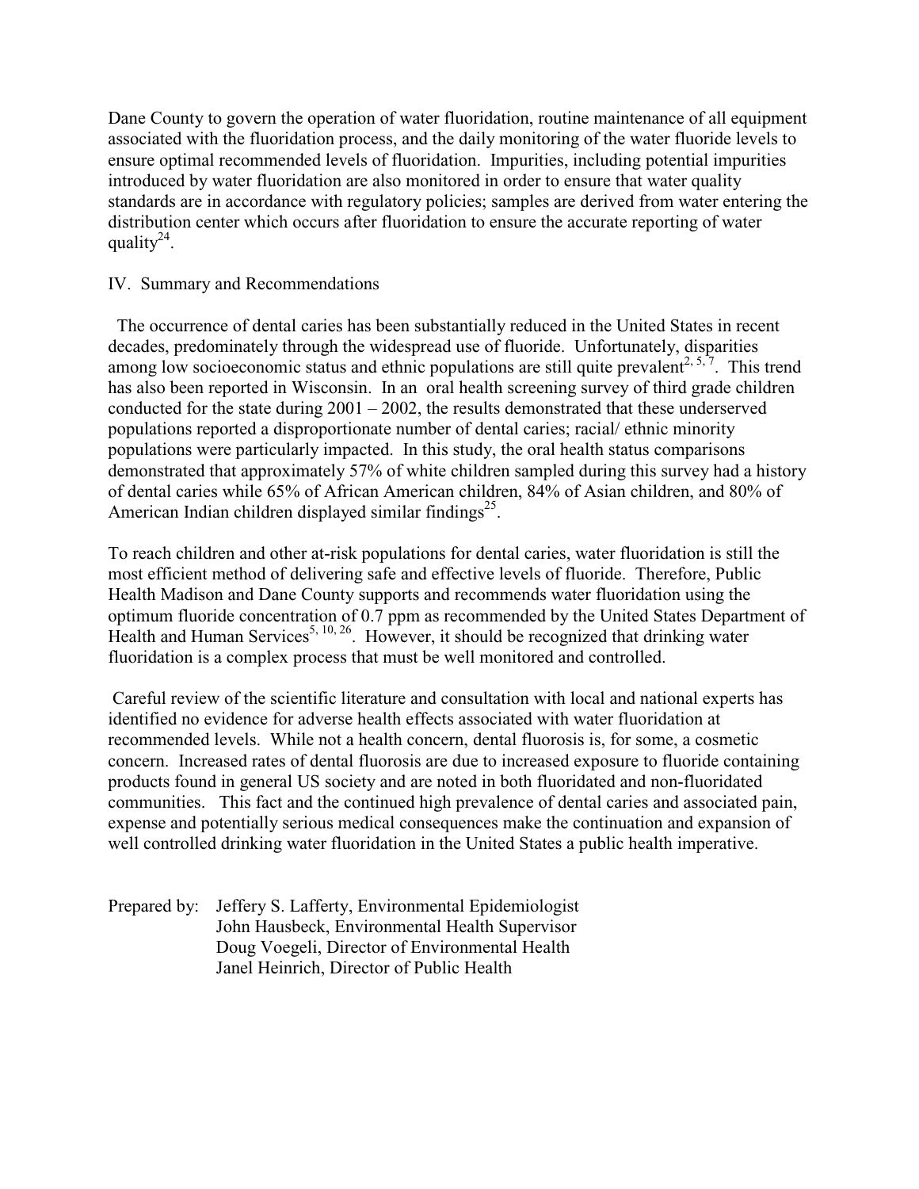Dane County to govern the operation of water fluoridation, routine maintenance of all equipment associated with the fluoridation process, and the daily monitoring of the water fluoride levels to ensure optimal recommended levels of fluoridation. Impurities, including potential impurities introduced by water fluoridation are also monitored in order to ensure that water quality standards are in accordance with regulatory policies; samples are derived from water entering the distribution center which occurs after fluoridation to ensure the accurate reporting of water quality[24].

## IV. Summary and Recommendations

The occurrence of dental caries has been substantially reduced in the United States in recent decades, predominately through the widespread use of fluoride. Unfortunately, disparities among low socioeconomic status and ethnic populations are still quite prevalent[2, 5, 7]. This trend has also been reported in Wisconsin. In an oral health screening survey of third grade children conducted for the state during 2001 – 2002, the results demonstrated that these underserved populations reported a disproportionate number of dental caries; racial/ ethnic minority populations were particularly impacted. In this study, the oral health status comparisons demonstrated that approximately 57% of white children sampled during this survey had a history of dental caries while 65% of African American children, 84% of Asian children, and 80% of American Indian children displayed similar findings[25].

To reach children and other at-risk populations for dental caries, water fluoridation is still the most efficient method of delivering safe and effective levels of fluoride. Therefore, Public Health Madison and Dane County supports and recommends water fluoridation using the optimum fluoride concentration of 0.7 ppm as recommended by the United States Department of Health and Human Services[5, 10, 26]. However, it should be recognized that drinking water fluoridation is a complex process that must be well monitored and controlled.

Careful review of the scientific literature and consultation with local and national experts has identified no evidence for adverse health effects associated with water fluoridation at recommended levels. While not a health concern, dental fluorosis is, for some, a cosmetic concern. Increased rates of dental fluorosis are due to increased exposure to fluoride containing products found in general US society and are noted in both fluoridated and non-fluoridated communities. This fact and the continued high prevalence of dental caries and associated pain, expense and potentially serious medical consequences make the continuation and expansion of well controlled drinking water fluoridation in the United States a public health imperative.

Prepared by: Jeffery S. Lafferty, Environmental Epidemiologist
John Hausbeck, Environmental Health Supervisor
Doug Voegeli, Director of Environmental Health
Janel Heinrich, Director of Public Health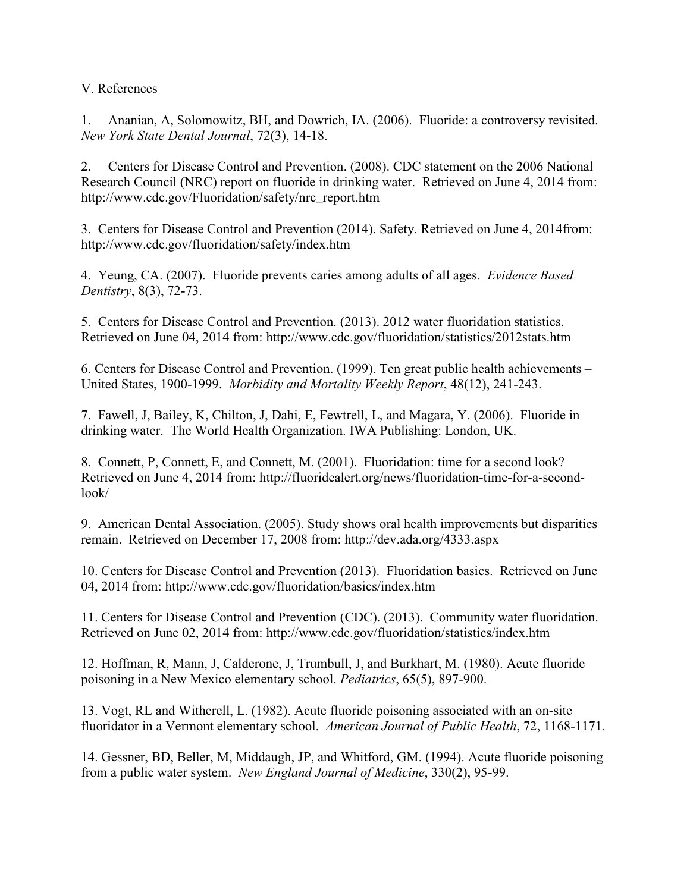V. References

1. Ananian, A, Solomowitz, BH, and Dowrich, IA. (2006). Fluoride: a controversy revisited. *New York State Dental Journal*, 72(3), 14-18.

2. Centers for Disease Control and Prevention. (2008). CDC statement on the 2006 National Research Council (NRC) report on fluoride in drinking water. Retrieved on June 4, 2014 from: http://www.cdc.gov/Fluoridation/safety/nrc_report.htm

3. Centers for Disease Control and Prevention (2014). Safety. Retrieved on June 4, 2014from: http://www.cdc.gov/fluoridation/safety/index.htm

4. Yeung, CA. (2007). Fluoride prevents caries among adults of all ages. *Evidence Based Dentistry*, 8(3), 72-73.

5. Centers for Disease Control and Prevention. (2013). 2012 water fluoridation statistics. Retrieved on June 04, 2014 from: http://www.cdc.gov/fluoridation/statistics/2012stats.htm

6. Centers for Disease Control and Prevention. (1999). Ten great public health achievements – United States, 1900-1999. *Morbidity and Mortality Weekly Report*, 48(12), 241-243.

7. Fawell, J, Bailey, K, Chilton, J, Dahi, E, Fewtrell, L, and Magara, Y. (2006). Fluoride in drinking water. The World Health Organization. IWA Publishing: London, UK.

8. Connett, P, Connett, E, and Connett, M. (2001). Fluoridation: time for a second look? Retrieved on June 4, 2014 from: http://fluoridealert.org/news/fluoridation-time-for-a-second-look/

9. American Dental Association. (2005). Study shows oral health improvements but disparities remain. Retrieved on December 17, 2008 from: http://dev.ada.org/4333.aspx

10. Centers for Disease Control and Prevention (2013). Fluoridation basics. Retrieved on June 04, 2014 from: http://www.cdc.gov/fluoridation/basics/index.htm

11. Centers for Disease Control and Prevention (CDC). (2013). Community water fluoridation. Retrieved on June 02, 2014 from: http://www.cdc.gov/fluoridation/statistics/index.htm

12. Hoffman, R, Mann, J, Calderone, J, Trumbull, J, and Burkhart, M. (1980). Acute fluoride poisoning in a New Mexico elementary school. *Pediatrics*, 65(5), 897-900.

13. Vogt, RL and Witherell, L. (1982). Acute fluoride poisoning associated with an on-site fluoridator in a Vermont elementary school. *American Journal of Public Health*, 72, 1168-1171.

14. Gessner, BD, Beller, M, Middaugh, JP, and Whitford, GM. (1994). Acute fluoride poisoning from a public water system. *New England Journal of Medicine*, 330(2), 95-99.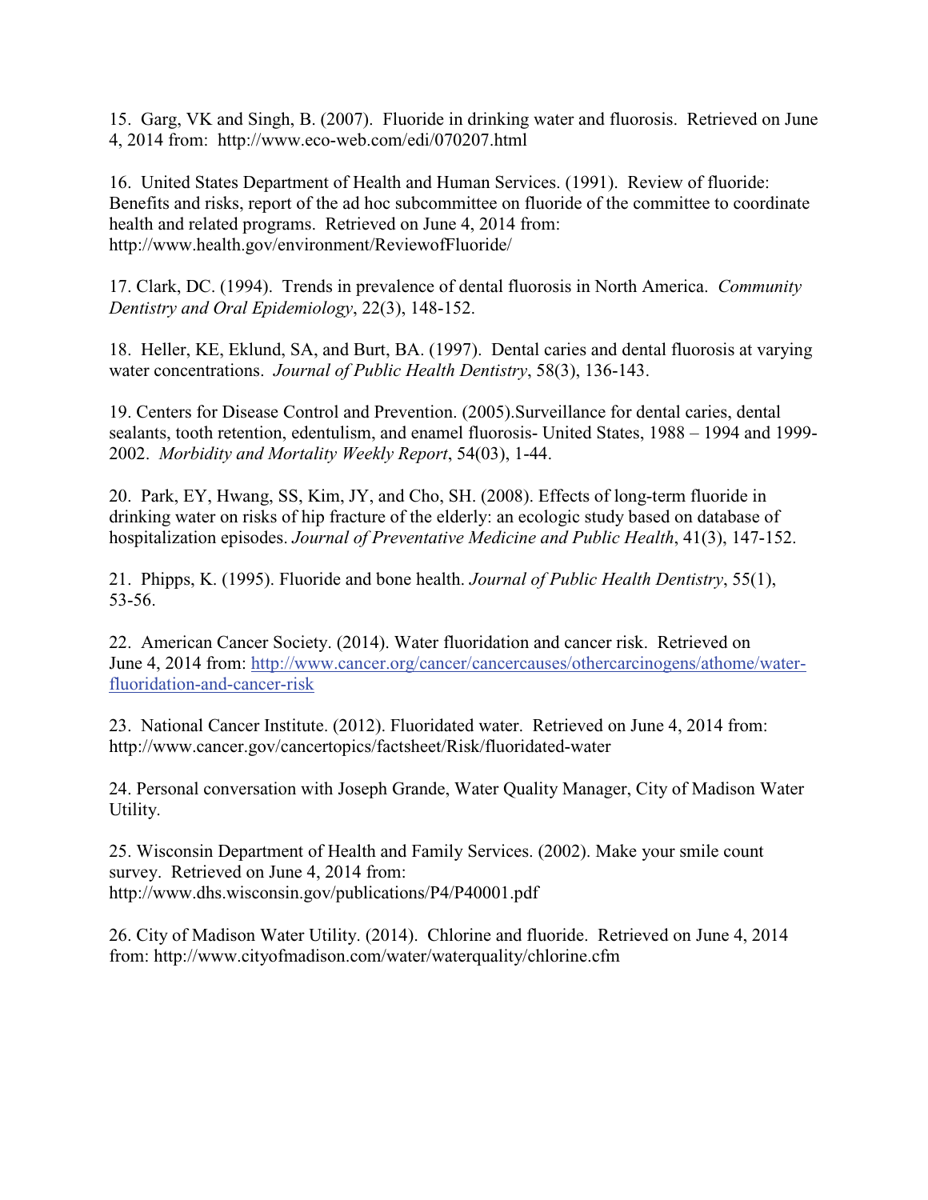15. Garg, VK and Singh, B. (2007). Fluoride in drinking water and fluorosis. Retrieved on June 4, 2014 from: http://www.eco-web.com/edi/070207.html

16. United States Department of Health and Human Services. (1991). Review of fluoride: Benefits and risks, report of the ad hoc subcommittee on fluoride of the committee to coordinate health and related programs. Retrieved on June 4, 2014 from: http://www.health.gov/environment/ReviewofFluoride/

17. Clark, DC. (1994). Trends in prevalence of dental fluorosis in North America. *Community Dentistry and Oral Epidemiology*, 22(3), 148-152.

18. Heller, KE, Eklund, SA, and Burt, BA. (1997). Dental caries and dental fluorosis at varying water concentrations. *Journal of Public Health Dentistry*, 58(3), 136-143.

19. Centers for Disease Control and Prevention. (2005).Surveillance for dental caries, dental sealants, tooth retention, edentulism, and enamel fluorosis- United States, 1988 – 1994 and 1999-2002. *Morbidity and Mortality Weekly Report*, 54(03), 1-44.

20. Park, EY, Hwang, SS, Kim, JY, and Cho, SH. (2008). Effects of long-term fluoride in drinking water on risks of hip fracture of the elderly: an ecologic study based on database of hospitalization episodes. *Journal of Preventative Medicine and Public Health*, 41(3), 147-152.

21. Phipps, K. (1995). Fluoride and bone health. *Journal of Public Health Dentistry*, 55(1), 53-56.

22. American Cancer Society. (2014). Water fluoridation and cancer risk. Retrieved on June 4, 2014 from: http://www.cancer.org/cancer/cancercauses/othercarcinogens/athome/water-fluoridation-and-cancer-risk

23. National Cancer Institute. (2012). Fluoridated water. Retrieved on June 4, 2014 from: http://www.cancer.gov/cancertopics/factsheet/Risk/fluoridated-water

24. Personal conversation with Joseph Grande, Water Quality Manager, City of Madison Water Utility.

25. Wisconsin Department of Health and Family Services. (2002). Make your smile count survey. Retrieved on June 4, 2014 from: http://www.dhs.wisconsin.gov/publications/P4/P40001.pdf

26. City of Madison Water Utility. (2014). Chlorine and fluoride. Retrieved on June 4, 2014 from: http://www.cityofmadison.com/water/waterquality/chlorine.cfm